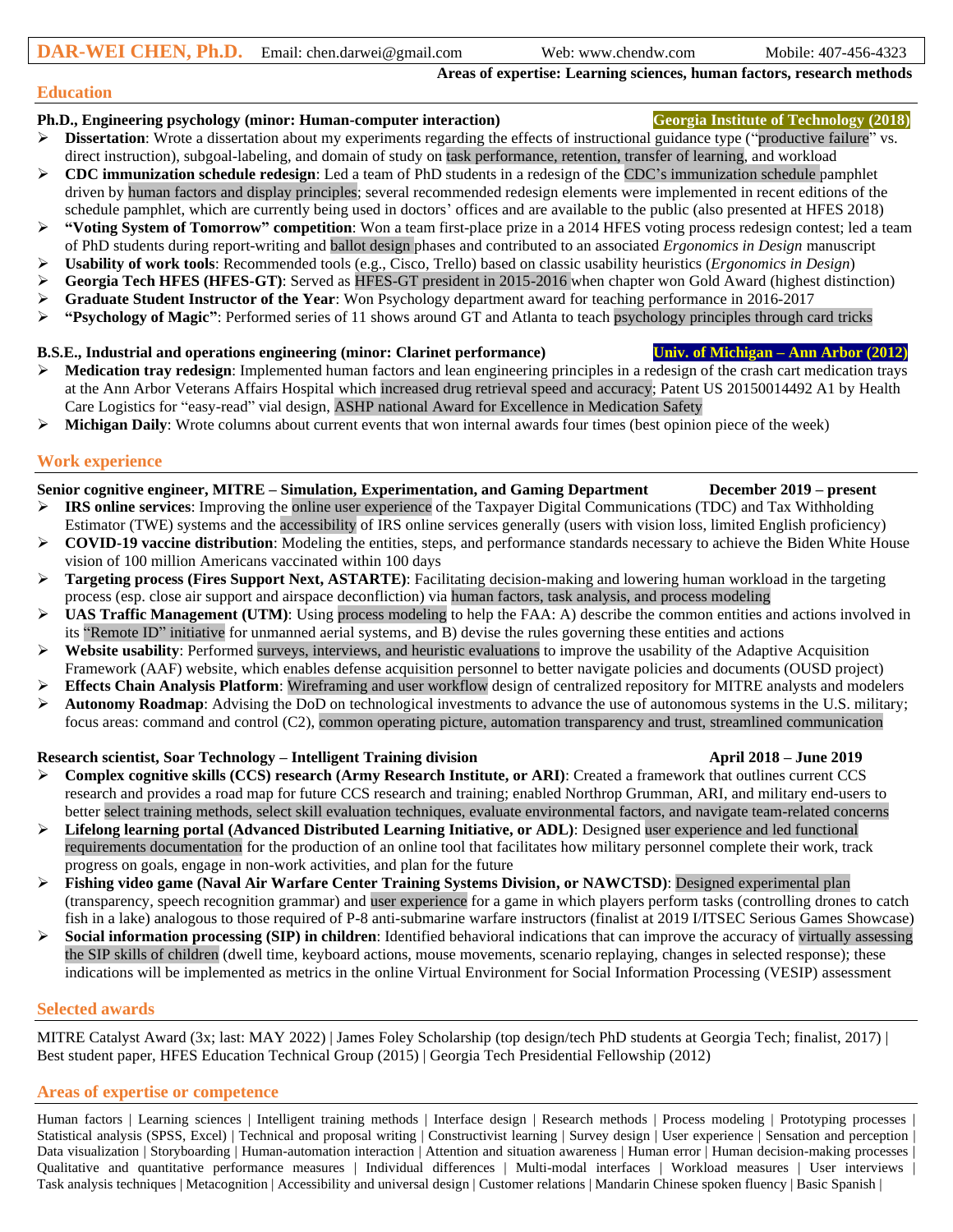# DAR-WEI CHEN, Ph.D.

Email: chen.darwei@gmail.com | Web: www.chendw.com | Mobile: 407-456-4323

**Areas of expertise: Learning sciences, human factors, research methods**

## Education

**Ph.D., Engineering psychology (minor: Human-computer interaction)** — **Georgia Institute of Technology (2018)**

- **Dissertation**: Wrote a dissertation about my experiments regarding the effects of instructional guidance type ("productive failure" vs. direct instruction), subgoal-labeling, and domain of study on task performance, retention, transfer of learning, and workload
- **CDC immunization schedule redesign**: Led a team of PhD students in a redesign of the CDC's immunization schedule pamphlet driven by human factors and display principles; several recommended redesign elements were implemented in recent editions of the schedule pamphlet, which are currently being used in doctors' offices and are available to the public (also presented at HFES 2018)
- **"Voting System of Tomorrow" competition**: Won a team first-place prize in a 2014 HFES voting process redesign contest; led a team of PhD students during report-writing and ballot design phases and contributed to an associated *Ergonomics in Design* manuscript
- **Usability of work tools**: Recommended tools (e.g., Cisco, Trello) based on classic usability heuristics (*Ergonomics in Design*)
- **Georgia Tech HFES (HFES-GT)**: Served as HFES-GT president in 2015-2016 when chapter won Gold Award (highest distinction)
- **Graduate Student Instructor of the Year**: Won Psychology department award for teaching performance in 2016-2017
- **"Psychology of Magic"**: Performed series of 11 shows around GT and Atlanta to teach psychology principles through card tricks

**B.S.E., Industrial and operations engineering (minor: Clarinet performance)** — **Univ. of Michigan – Ann Arbor (2012)**

- **Medication tray redesign**: Implemented human factors and lean engineering principles in a redesign of the crash cart medication trays at the Ann Arbor Veterans Affairs Hospital which increased drug retrieval speed and accuracy; Patent US 20150014492 A1 by Health Care Logistics for "easy-read" vial design, ASHP national Award for Excellence in Medication Safety
- **Michigan Daily**: Wrote columns about current events that won internal awards four times (best opinion piece of the week)

## Work experience

**Senior cognitive engineer, MITRE – Simulation, Experimentation, and Gaming Department** — **December 2019 – present**

- **IRS online services**: Improving the online user experience of the Taxpayer Digital Communications (TDC) and Tax Withholding Estimator (TWE) systems and the accessibility of IRS online services generally (users with vision loss, limited English proficiency)
- **COVID-19 vaccine distribution**: Modeling the entities, steps, and performance standards necessary to achieve the Biden White House vision of 100 million Americans vaccinated within 100 days
- **Targeting process (Fires Support Next, ASTARTE)**: Facilitating decision-making and lowering human workload in the targeting process (esp. close air support and airspace deconfliction) via human factors, task analysis, and process modeling
- **UAS Traffic Management (UTM)**: Using process modeling to help the FAA: A) describe the common entities and actions involved in its "Remote ID" initiative for unmanned aerial systems, and B) devise the rules governing these entities and actions
- **Website usability**: Performed surveys, interviews, and heuristic evaluations to improve the usability of the Adaptive Acquisition Framework (AAF) website, which enables defense acquisition personnel to better navigate policies and documents (OUSD project)
- **Effects Chain Analysis Platform**: Wireframing and user workflow design of centralized repository for MITRE analysts and modelers
- **Autonomy Roadmap**: Advising the DoD on technological investments to advance the use of autonomous systems in the U.S. military; focus areas: command and control (C2), common operating picture, automation transparency and trust, streamlined communication

**Research scientist, Soar Technology – Intelligent Training division** — **April 2018 – June 2019**

- **Complex cognitive skills (CCS) research (Army Research Institute, or ARI)**: Created a framework that outlines current CCS research and provides a road map for future CCS research and training; enabled Northrop Grumman, ARI, and military end-users to better select training methods, select skill evaluation techniques, evaluate environmental factors, and navigate team-related concerns
- **Lifelong learning portal (Advanced Distributed Learning Initiative, or ADL)**: Designed user experience and led functional requirements documentation for the production of an online tool that facilitates how military personnel complete their work, track progress on goals, engage in non-work activities, and plan for the future
- **Fishing video game (Naval Air Warfare Center Training Systems Division, or NAWCTSD)**: Designed experimental plan (transparency, speech recognition grammar) and user experience for a game in which players perform tasks (controlling drones to catch fish in a lake) analogous to those required of P-8 anti-submarine warfare instructors (finalist at 2019 I/ITSEC Serious Games Showcase)
- **Social information processing (SIP) in children**: Identified behavioral indications that can improve the accuracy of virtually assessing the SIP skills of children (dwell time, keyboard actions, mouse movements, scenario replaying, changes in selected response); these indications will be implemented as metrics in the online Virtual Environment for Social Information Processing (VESIP) assessment

## Selected awards

MITRE Catalyst Award (3x; last: MAY 2022) | James Foley Scholarship (top design/tech PhD students at Georgia Tech; finalist, 2017) | Best student paper, HFES Education Technical Group (2015) | Georgia Tech Presidential Fellowship (2012)

## Areas of expertise or competence

Human factors | Learning sciences | Intelligent training methods | Interface design | Research methods | Process modeling | Prototyping processes | Statistical analysis (SPSS, Excel) | Technical and proposal writing | Constructivist learning | Survey design | User experience | Sensation and perception | Data visualization | Storyboarding | Human-automation interaction | Attention and situation awareness | Human error | Human decision-making processes | Qualitative and quantitative performance measures | Individual differences | Multi-modal interfaces | Workload measures | User interviews | Task analysis techniques | Metacognition | Accessibility and universal design | Customer relations | Mandarin Chinese spoken fluency | Basic Spanish |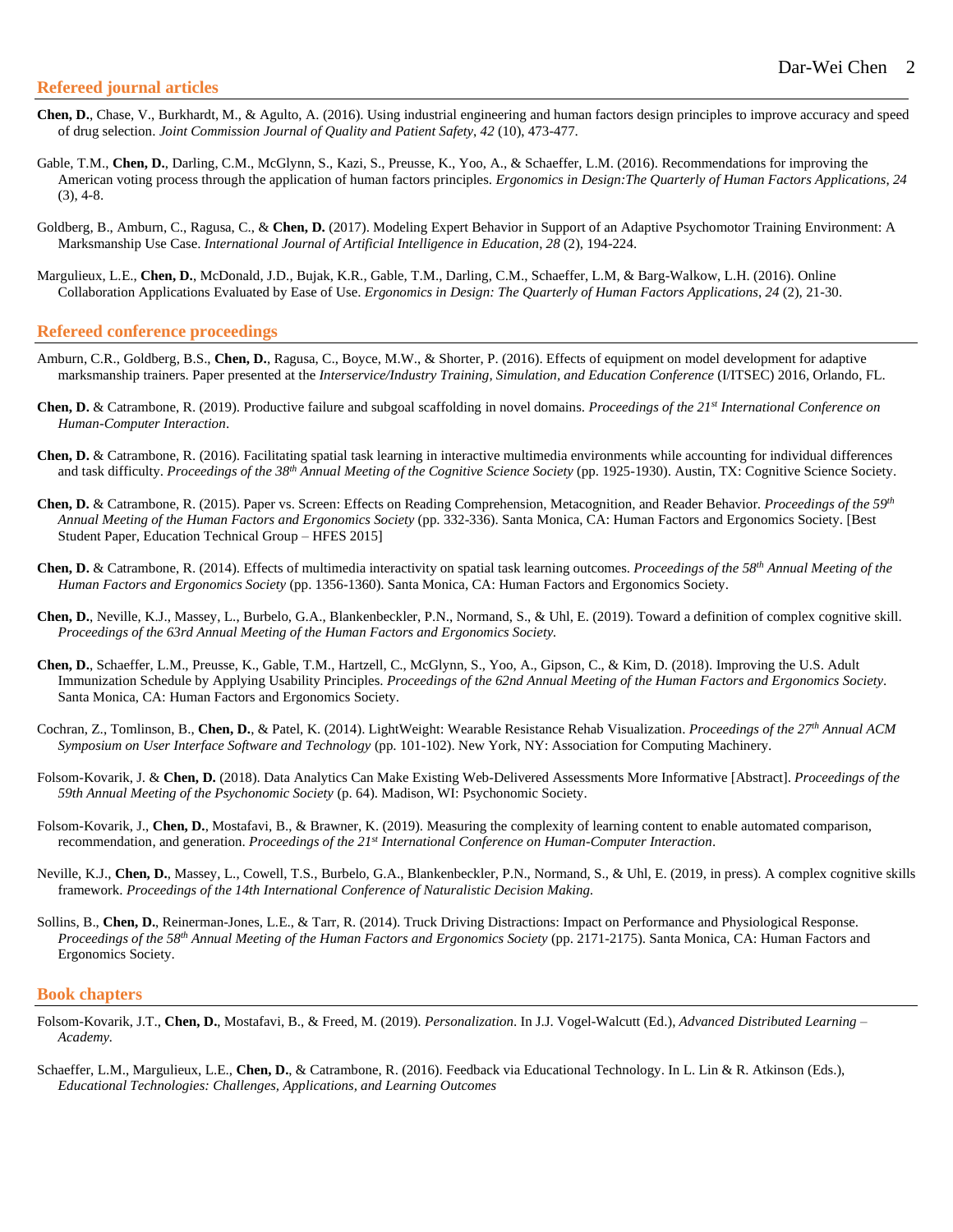## Refereed journal articles

**Chen, D.**, Chase, V., Burkhardt, M., & Agulto, A. (2016). Using industrial engineering and human factors design principles to improve accuracy and speed of drug selection. *Joint Commission Journal of Quality and Patient Safety*, *42* (10), 473-477.

Gable, T.M., **Chen, D.**, Darling, C.M., McGlynn, S., Kazi, S., Preusse, K., Yoo, A., & Schaeffer, L.M. (2016). Recommendations for improving the American voting process through the application of human factors principles. *Ergonomics in Design:The Quarterly of Human Factors Applications*, *24* (3), 4-8.

Goldberg, B., Amburn, C., Ragusa, C., & **Chen, D.** (2017). Modeling Expert Behavior in Support of an Adaptive Psychomotor Training Environment: A Marksmanship Use Case. *International Journal of Artificial Intelligence in Education*, *28* (2), 194-224.

Margulieux, L.E., **Chen, D.**, McDonald, J.D., Bujak, K.R., Gable, T.M., Darling, C.M., Schaeffer, L.M, & Barg-Walkow, L.H. (2016). Online Collaboration Applications Evaluated by Ease of Use. *Ergonomics in Design: The Quarterly of Human Factors Applications*, *24* (2), 21-30.

## Refereed conference proceedings

Amburn, C.R., Goldberg, B.S., **Chen, D.**, Ragusa, C., Boyce, M.W., & Shorter, P. (2016). Effects of equipment on model development for adaptive marksmanship trainers. Paper presented at the *Interservice/Industry Training, Simulation, and Education Conference* (I/ITSEC) 2016, Orlando, FL.

**Chen, D.** & Catrambone, R. (2019). Productive failure and subgoal scaffolding in novel domains. *Proceedings of the 21st International Conference on Human-Computer Interaction*.

**Chen, D.** & Catrambone, R. (2016). Facilitating spatial task learning in interactive multimedia environments while accounting for individual differences and task difficulty. *Proceedings of the 38th Annual Meeting of the Cognitive Science Society* (pp. 1925-1930). Austin, TX: Cognitive Science Society.

**Chen, D.** & Catrambone, R. (2015). Paper vs. Screen: Effects on Reading Comprehension, Metacognition, and Reader Behavior. *Proceedings of the 59th Annual Meeting of the Human Factors and Ergonomics Society* (pp. 332-336). Santa Monica, CA: Human Factors and Ergonomics Society. [Best Student Paper, Education Technical Group – HFES 2015]

**Chen, D.** & Catrambone, R. (2014). Effects of multimedia interactivity on spatial task learning outcomes. *Proceedings of the 58th Annual Meeting of the Human Factors and Ergonomics Society* (pp. 1356-1360). Santa Monica, CA: Human Factors and Ergonomics Society.

**Chen, D.**, Neville, K.J., Massey, L., Burbelo, G.A., Blankenbeckler, P.N., Normand, S., & Uhl, E. (2019). Toward a definition of complex cognitive skill. *Proceedings of the 63rd Annual Meeting of the Human Factors and Ergonomics Society.*

**Chen, D.**, Schaeffer, L.M., Preusse, K., Gable, T.M., Hartzell, C., McGlynn, S., Yoo, A., Gipson, C., & Kim, D. (2018). Improving the U.S. Adult Immunization Schedule by Applying Usability Principles. *Proceedings of the 62nd Annual Meeting of the Human Factors and Ergonomics Society*. Santa Monica, CA: Human Factors and Ergonomics Society.

Cochran, Z., Tomlinson, B., **Chen, D.**, & Patel, K. (2014). LightWeight: Wearable Resistance Rehab Visualization. *Proceedings of the 27th Annual ACM Symposium on User Interface Software and Technology* (pp. 101-102). New York, NY: Association for Computing Machinery.

Folsom-Kovarik, J. & **Chen, D.** (2018). Data Analytics Can Make Existing Web-Delivered Assessments More Informative [Abstract]. *Proceedings of the 59th Annual Meeting of the Psychonomic Society* (p. 64). Madison, WI: Psychonomic Society.

Folsom-Kovarik, J., **Chen, D.**, Mostafavi, B., & Brawner, K. (2019). Measuring the complexity of learning content to enable automated comparison, recommendation, and generation. *Proceedings of the 21st International Conference on Human-Computer Interaction*.

Neville, K.J., **Chen, D.**, Massey, L., Cowell, T.S., Burbelo, G.A., Blankenbeckler, P.N., Normand, S., & Uhl, E. (2019, in press). A complex cognitive skills framework. *Proceedings of the 14th International Conference of Naturalistic Decision Making.*

Sollins, B., **Chen, D.**, Reinerman-Jones, L.E., & Tarr, R. (2014). Truck Driving Distractions: Impact on Performance and Physiological Response. *Proceedings of the 58th Annual Meeting of the Human Factors and Ergonomics Society* (pp. 2171-2175). Santa Monica, CA: Human Factors and Ergonomics Society.

## Book chapters

Folsom-Kovarik, J.T., **Chen, D.**, Mostafavi, B., & Freed, M. (2019). *Personalization*. In J.J. Vogel-Walcutt (Ed.), *Advanced Distributed Learning – Academy.*

Schaeffer, L.M., Margulieux, L.E., **Chen, D.**, & Catrambone, R. (2016). Feedback via Educational Technology. In L. Lin & R. Atkinson (Eds.), *Educational Technologies: Challenges, Applications, and Learning Outcomes*